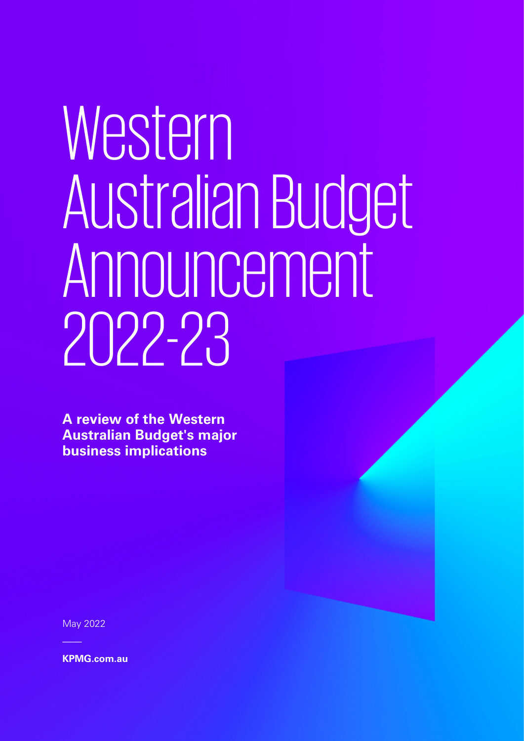# Western Australian Budget Announcement 2022-23

**A review of the Western Australian Budget's major business implications**

May 2022

**KPMG.com.au**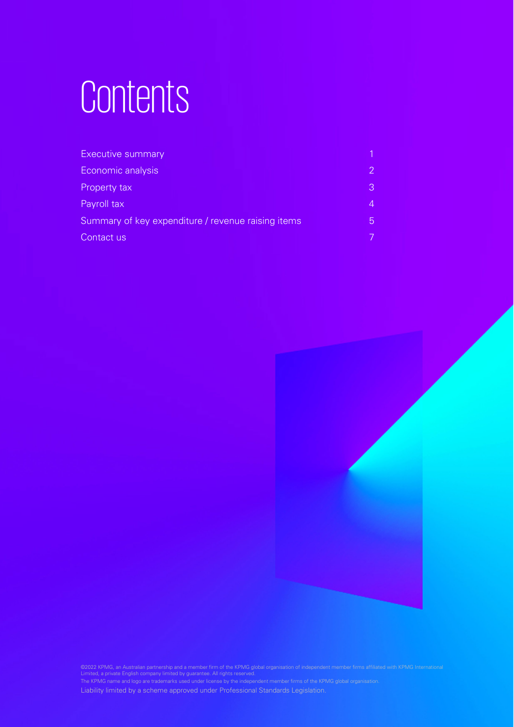# Contents

| | |
|---|---|
| Executive summary | 1 |
| Economic analysis | 2 |
| Property tax | 3 |
| Payroll tax | 4 |
| Summary of key expenditure / revenue raising items | 5 |
| Contact us | 7 |

©2022 KPMG, an Australian partnership and a member firm of the KPMG global organisation of independent member firms affiliated with KPMG International Limited, a private English company limited by guarantee. All rights reserved.
The KPMG name and logo are trademarks used under license by the independent member firms of the KPMG global organisation.
Liability limited by a scheme approved under Professional Standards Legislation.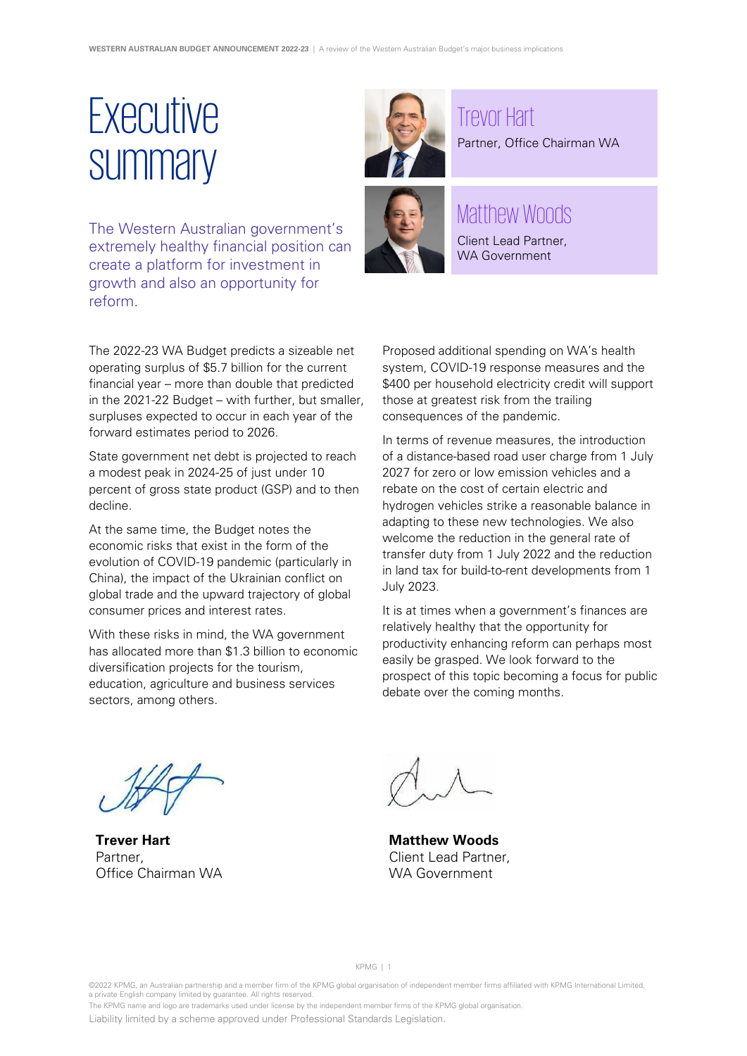# Executive summary

Trevor Hart
Partner, Office Chairman WA

Matthew Woods
Client Lead Partner,
WA Government

The Western Australian government's extremely healthy financial position can create a platform for investment in growth and also an opportunity for reform.

The 2022-23 WA Budget predicts a sizeable net operating surplus of $5.7 billion for the current financial year – more than double that predicted in the 2021-22 Budget – with further, but smaller, surpluses expected to occur in each year of the forward estimates period to 2026.

State government net debt is projected to reach a modest peak in 2024-25 of just under 10 percent of gross state product (GSP) and to then decline.

At the same time, the Budget notes the economic risks that exist in the form of the evolution of COVID-19 pandemic (particularly in China), the impact of the Ukrainian conflict on global trade and the upward trajectory of global consumer prices and interest rates.

With these risks in mind, the WA government has allocated more than $1.3 billion to economic diversification projects for the tourism, education, agriculture and business services sectors, among others.

Proposed additional spending on WA's health system, COVID-19 response measures and the $400 per household electricity credit will support those at greatest risk from the trailing consequences of the pandemic.

In terms of revenue measures, the introduction of a distance-based road user charge from 1 July 2027 for zero or low emission vehicles and a rebate on the cost of certain electric and hydrogen vehicles strike a reasonable balance in adapting to these new technologies. We also welcome the reduction in the general rate of transfer duty from 1 July 2022 and the reduction in land tax for build-to-rent developments from 1 July 2023.

It is at times when a government's finances are relatively healthy that the opportunity for productivity enhancing reform can perhaps most easily be grasped. We look forward to the prospect of this topic becoming a focus for public debate over the coming months.

**Trever Hart**
Partner,
Office Chairman WA

**Matthew Woods**
Client Lead Partner,
WA Government

©2022 KPMG, an Australian partnership and a member firm of the KPMG global organisation of independent member firms affiliated with KPMG International Limited, a private English company limited by guarantee. All rights reserved.
The KPMG name and logo are trademarks used under license by the independent member firms of the KPMG global organisation.
Liability limited by a scheme approved under Professional Standards Legislation.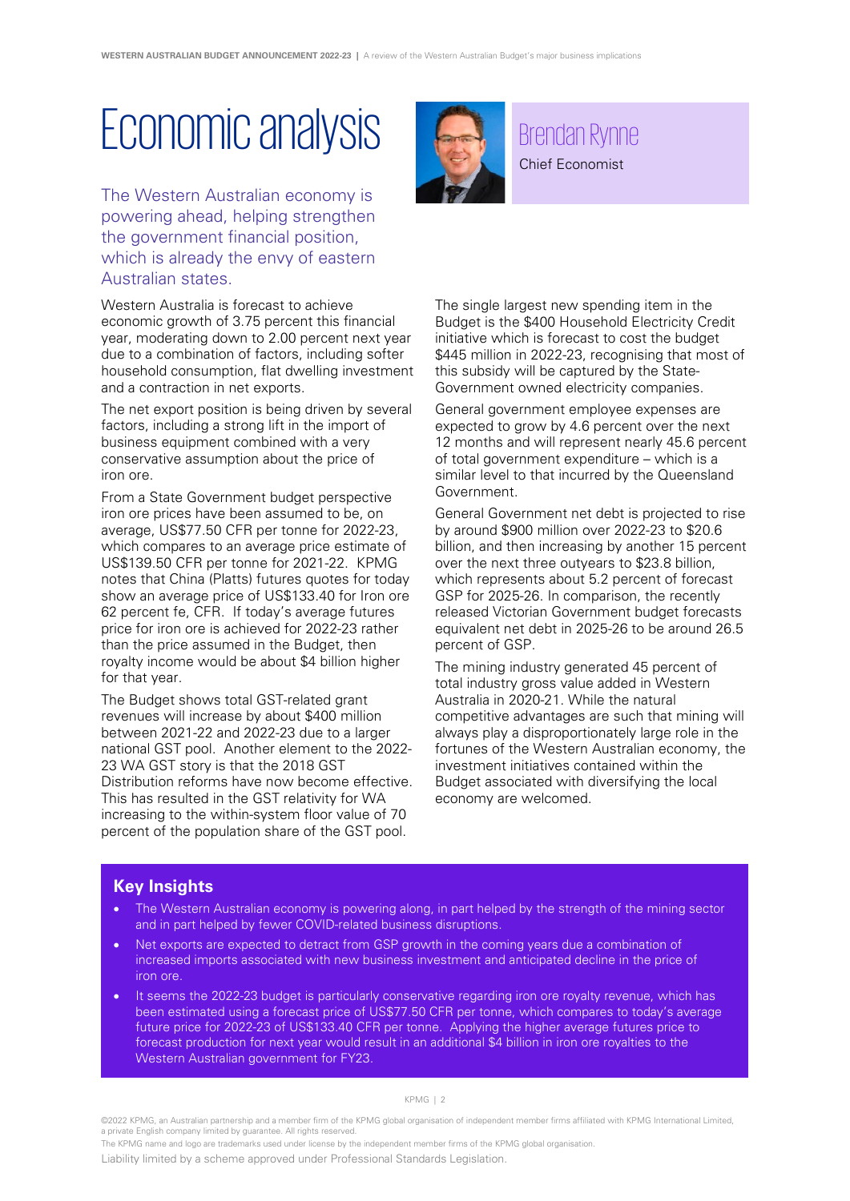# Economic analysis

Brendan Rynne
Chief Economist

The Western Australian economy is powering ahead, helping strengthen the government financial position, which is already the envy of eastern Australian states.

Western Australia is forecast to achieve economic growth of 3.75 percent this financial year, moderating down to 2.00 percent next year due to a combination of factors, including softer household consumption, flat dwelling investment and a contraction in net exports.

The net export position is being driven by several factors, including a strong lift in the import of business equipment combined with a very conservative assumption about the price of iron ore.

From a State Government budget perspective iron ore prices have been assumed to be, on average, US$77.50 CFR per tonne for 2022-23, which compares to an average price estimate of US$139.50 CFR per tonne for 2021-22. KPMG notes that China (Platts) futures quotes for today show an average price of US$133.40 for Iron ore 62 percent fe, CFR. If today's average futures price for iron ore is achieved for 2022-23 rather than the price assumed in the Budget, then royalty income would be about $4 billion higher for that year.

The Budget shows total GST-related grant revenues will increase by about $400 million between 2021-22 and 2022-23 due to a larger national GST pool. Another element to the 2022-23 WA GST story is that the 2018 GST Distribution reforms have now become effective. This has resulted in the GST relativity for WA increasing to the within-system floor value of 70 percent of the population share of the GST pool.

The single largest new spending item in the Budget is the $400 Household Electricity Credit initiative which is forecast to cost the budget $445 million in 2022-23, recognising that most of this subsidy will be captured by the State-Government owned electricity companies.

General government employee expenses are expected to grow by 4.6 percent over the next 12 months and will represent nearly 45.6 percent of total government expenditure – which is a similar level to that incurred by the Queensland Government.

General Government net debt is projected to rise by around $900 million over 2022-23 to $20.6 billion, and then increasing by another 15 percent over the next three outyears to $23.8 billion, which represents about 5.2 percent of forecast GSP for 2025-26. In comparison, the recently released Victorian Government budget forecasts equivalent net debt in 2025-26 to be around 26.5 percent of GSP.

The mining industry generated 45 percent of total industry gross value added in Western Australia in 2020-21. While the natural competitive advantages are such that mining will always play a disproportionately large role in the fortunes of the Western Australian economy, the investment initiatives contained within the Budget associated with diversifying the local economy are welcomed.

## Key Insights

- The Western Australian economy is powering along, in part helped by the strength of the mining sector and in part helped by fewer COVID-related business disruptions.
- Net exports are expected to detract from GSP growth in the coming years due a combination of increased imports associated with new business investment and anticipated decline in the price of iron ore.
- It seems the 2022-23 budget is particularly conservative regarding iron ore royalty revenue, which has been estimated using a forecast price of US$77.50 CFR per tonne, which compares to today's average future price for 2022-23 of US$133.40 CFR per tonne. Applying the higher average futures price to forecast production for next year would result in an additional $4 billion in iron ore royalties to the Western Australian government for FY23.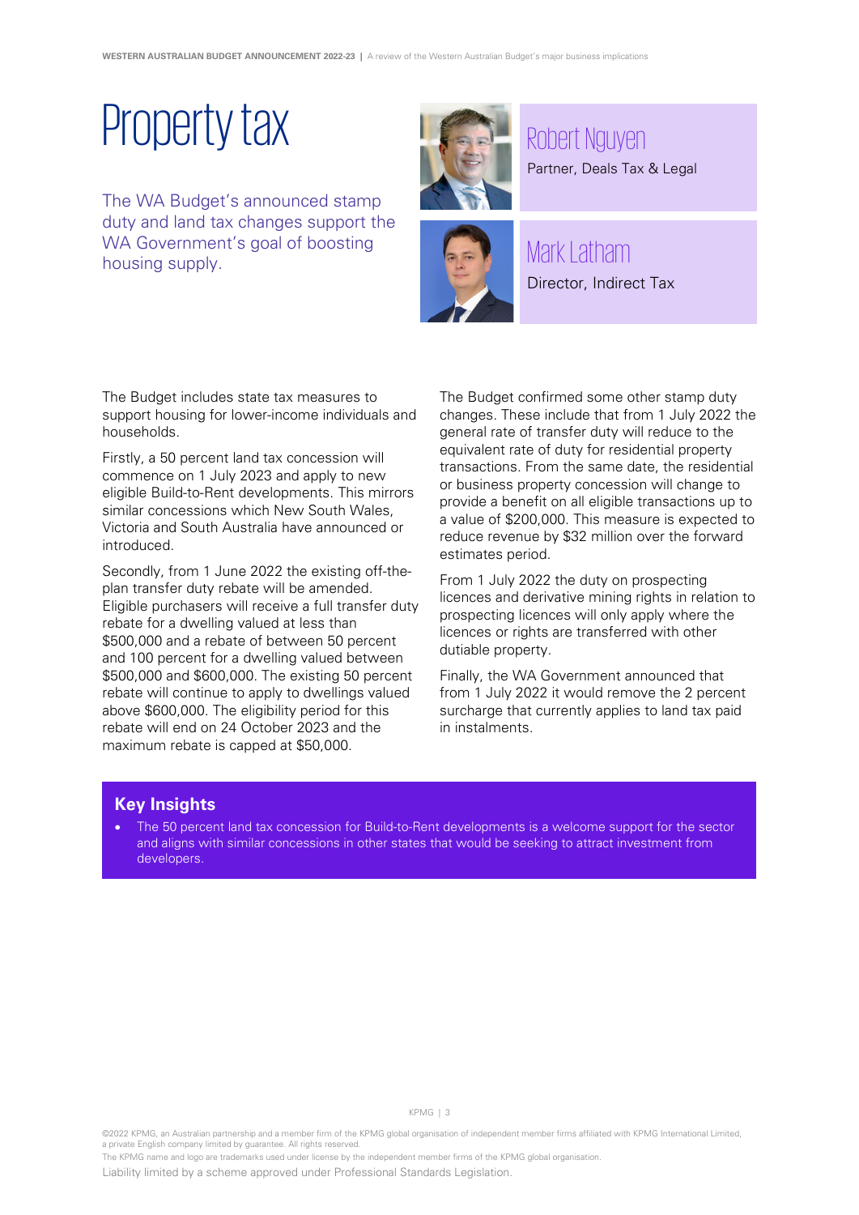# Property tax

The WA Budget's announced stamp duty and land tax changes support the WA Government's goal of boosting housing supply.

## Robert Nguyen

Partner, Deals Tax & Legal

## Mark Latham

Director, Indirect Tax

The Budget includes state tax measures to support housing for lower-income individuals and households.

Firstly, a 50 percent land tax concession will commence on 1 July 2023 and apply to new eligible Build-to-Rent developments. This mirrors similar concessions which New South Wales, Victoria and South Australia have announced or introduced.

Secondly, from 1 June 2022 the existing off-the-plan transfer duty rebate will be amended. Eligible purchasers will receive a full transfer duty rebate for a dwelling valued at less than \$500,000 and a rebate of between 50 percent and 100 percent for a dwelling valued between \$500,000 and \$600,000. The existing 50 percent rebate will continue to apply to dwellings valued above \$600,000. The eligibility period for this rebate will end on 24 October 2023 and the maximum rebate is capped at \$50,000.

The Budget confirmed some other stamp duty changes. These include that from 1 July 2022 the general rate of transfer duty will reduce to the equivalent rate of duty for residential property transactions. From the same date, the residential or business property concession will change to provide a benefit on all eligible transactions up to a value of \$200,000. This measure is expected to reduce revenue by \$32 million over the forward estimates period.

From 1 July 2022 the duty on prospecting licences and derivative mining rights in relation to prospecting licences will only apply where the licences or rights are transferred with other dutiable property.

Finally, the WA Government announced that from 1 July 2022 it would remove the 2 percent surcharge that currently applies to land tax paid in instalments.

## Key Insights

- The 50 percent land tax concession for Build-to-Rent developments is a welcome support for the sector and aligns with similar concessions in other states that would be seeking to attract investment from developers.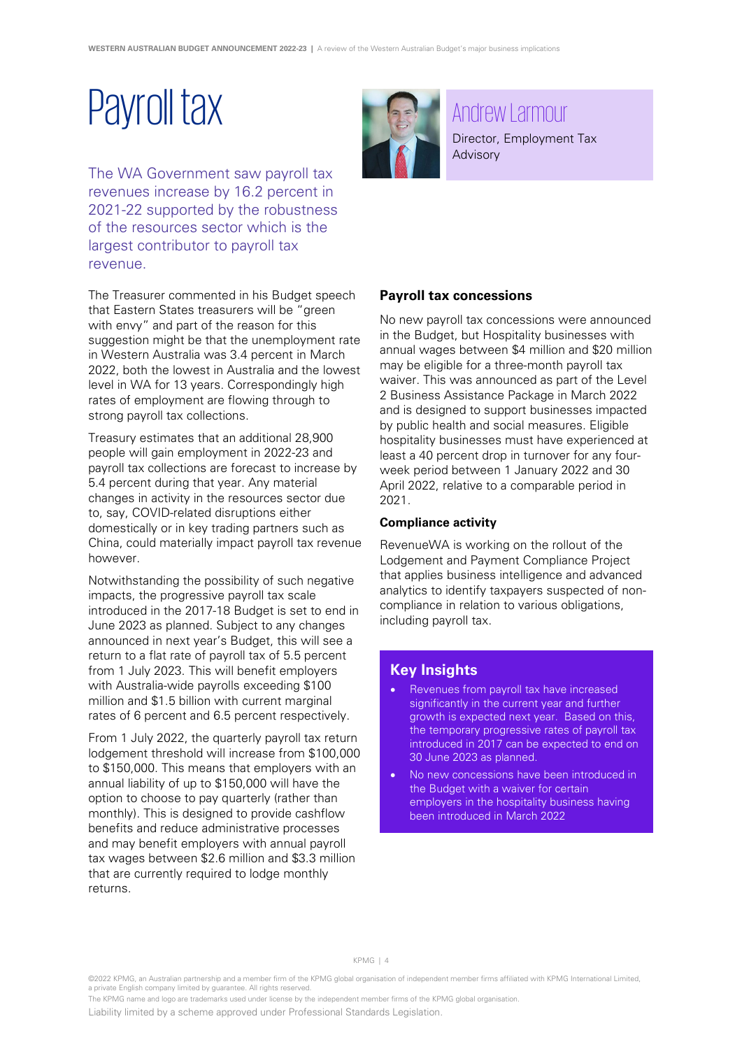# Payroll tax

Andrew Larmour

Director, Employment Tax Advisory

The WA Government saw payroll tax revenues increase by 16.2 percent in 2021-22 supported by the robustness of the resources sector which is the largest contributor to payroll tax revenue.

The Treasurer commented in his Budget speech that Eastern States treasurers will be "green with envy" and part of the reason for this suggestion might be that the unemployment rate in Western Australia was 3.4 percent in March 2022, both the lowest in Australia and the lowest level in WA for 13 years. Correspondingly high rates of employment are flowing through to strong payroll tax collections.

Treasury estimates that an additional 28,900 people will gain employment in 2022-23 and payroll tax collections are forecast to increase by 5.4 percent during that year. Any material changes in activity in the resources sector due to, say, COVID-related disruptions either domestically or in key trading partners such as China, could materially impact payroll tax revenue however.

Notwithstanding the possibility of such negative impacts, the progressive payroll tax scale introduced in the 2017-18 Budget is set to end in June 2023 as planned. Subject to any changes announced in next year's Budget, this will see a return to a flat rate of payroll tax of 5.5 percent from 1 July 2023. This will benefit employers with Australia-wide payrolls exceeding $100 million and $1.5 billion with current marginal rates of 6 percent and 6.5 percent respectively.

From 1 July 2022, the quarterly payroll tax return lodgement threshold will increase from $100,000 to $150,000. This means that employers with an annual liability of up to $150,000 will have the option to choose to pay quarterly (rather than monthly). This is designed to provide cashflow benefits and reduce administrative processes and may benefit employers with annual payroll tax wages between $2.6 million and $3.3 million that are currently required to lodge monthly returns.

### Payroll tax concessions

No new payroll tax concessions were announced in the Budget, but Hospitality businesses with annual wages between $4 million and $20 million may be eligible for a three-month payroll tax waiver. This was announced as part of the Level 2 Business Assistance Package in March 2022 and is designed to support businesses impacted by public health and social measures. Eligible hospitality businesses must have experienced at least a 40 percent drop in turnover for any four-week period between 1 January 2022 and 30 April 2022, relative to a comparable period in 2021.

#### Compliance activity

RevenueWA is working on the rollout of the Lodgement and Payment Compliance Project that applies business intelligence and advanced analytics to identify taxpayers suspected of non-compliance in relation to various obligations, including payroll tax.

## Key Insights

- Revenues from payroll tax have increased significantly in the current year and further growth is expected next year. Based on this, the temporary progressive rates of payroll tax introduced in 2017 can be expected to end on 30 June 2023 as planned.
- No new concessions have been introduced in the Budget with a waiver for certain employers in the hospitality business having been introduced in March 2022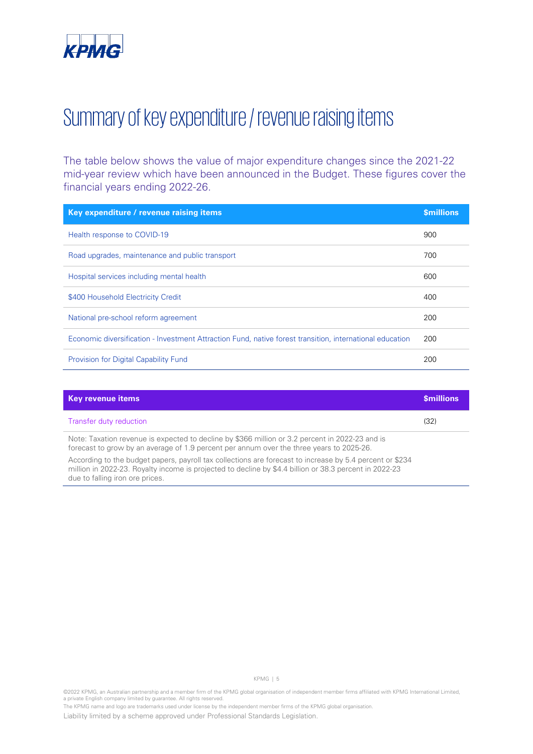# Summary of key expenditure / revenue raising items

The table below shows the value of major expenditure changes since the 2021-22 mid-year review which have been announced in the Budget. These figures cover the financial years ending 2022-26.

| Key expenditure / revenue raising items | $millions |
| --- | --- |
| Health response to COVID-19 | 900 |
| Road upgrades, maintenance and public transport | 700 |
| Hospital services including mental health | 600 |
| $400 Household Electricity Credit | 400 |
| National pre-school reform agreement | 200 |
| Economic diversification - Investment Attraction Fund, native forest transition, international education | 200 |
| Provision for Digital Capability Fund | 200 |

| Key revenue items | $millions |
| --- | --- |
| Transfer duty reduction | (32) |

Note: Taxation revenue is expected to decline by $366 million or 3.2 percent in 2022-23 and is forecast to grow by an average of 1.9 percent per annum over the three years to 2025-26.

According to the budget papers, payroll tax collections are forecast to increase by 5.4 percent or $234 million in 2022-23. Royalty income is projected to decline by $4.4 billion or 38.3 percent in 2022-23 due to falling iron ore prices.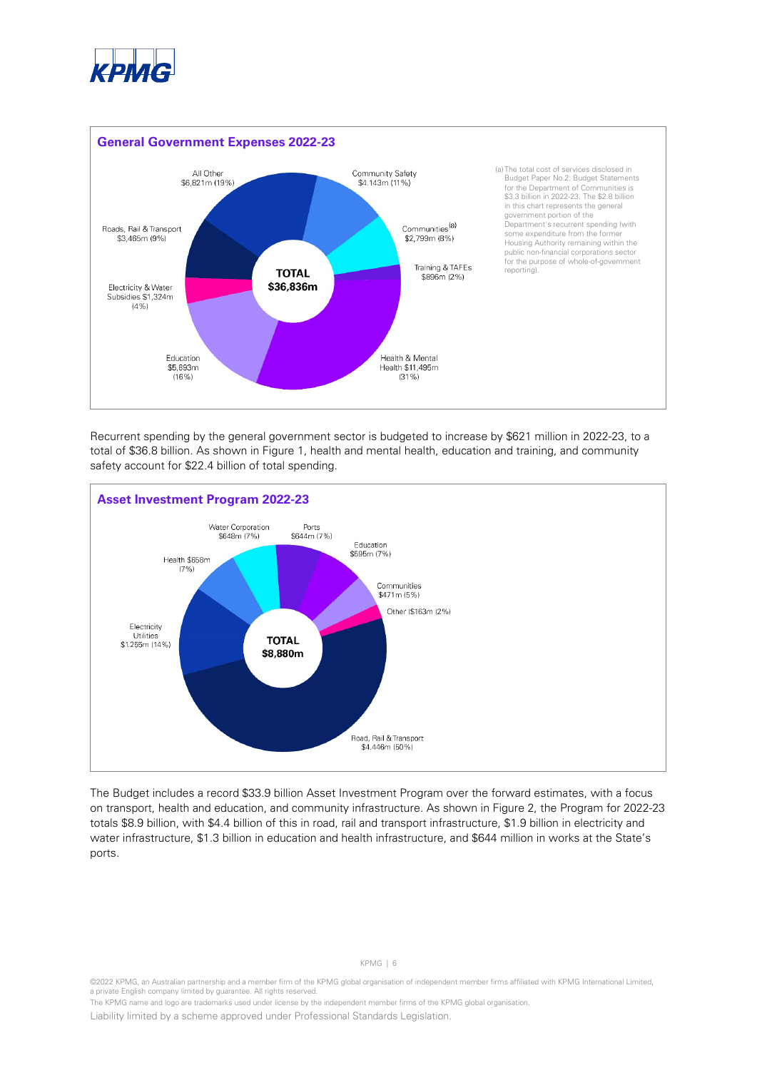## General Government Expenses 2022-23

All Other $6,821m (19%)

Community Safety $4,143m (11%)

Communities[(a)] $2,799m (8%)

Training & TAFEs $896m (2%)

Health & Mental Health $11,495m (31%)

Education $5,893m (16%)

Electricity & Water Subsidies $1,324m (4%)

Roads, Rail & Transport $3,465m (9%)

**TOTAL $36,836m**

(a) The total cost of services disclosed in Budget Paper No.2: Budget Statements for the Department of Communities is $3.3 billion in 2022-23. The $2.8 billion in this chart represents the general government portion of the Department's recurrent spending (with some expenditure from the former Housing Authority remaining within the public non-financial corporations sector for the purpose of whole-of-government reporting).

Recurrent spending by the general government sector is budgeted to increase by $621 million in 2022-23, to a total of $36.8 billion. As shown in Figure 1, health and mental health, education and training, and community safety account for $22.4 billion of total spending.

## Asset Investment Program 2022-23

Water Corporation $648m (7%)

Ports $644m (7%)

Education $595m (7%)

Communities $471m (5%)

Other ($163m (2%)

Road, Rail & Transport $4,446m (50%)

Electricity Utilities $1,255m (14%)

Health $658m (7%)

**TOTAL $8,880m**

The Budget includes a record $33.9 billion Asset Investment Program over the forward estimates, with a focus on transport, health and education, and community infrastructure. As shown in Figure 2, the Program for 2022-23 totals $8.9 billion, with $4.4 billion of this in road, rail and transport infrastructure, $1.9 billion in electricity and water infrastructure, $1.3 billion in education and health infrastructure, and $644 million in works at the State's ports.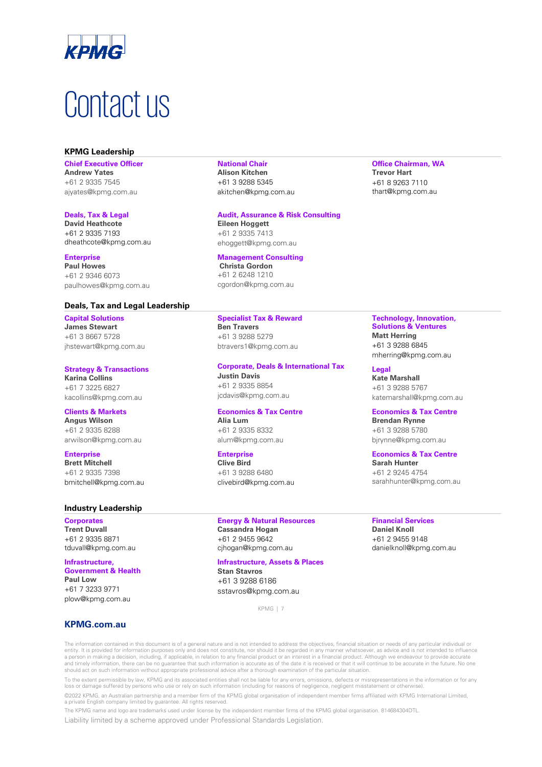KPMG

# Contact us

## KPMG Leadership

**Chief Executive Officer**
**Andrew Yates**
+61 2 9335 7545
ajyates@kpmg.com.au

**National Chair**
**Alison Kitchen**
+61 3 9288 5345
akitchen@kpmg.com.au

**Office Chairman, WA**
**Trevor Hart**
+61 8 9263 7110
thart@kpmg.com.au

**Deals, Tax & Legal**
**David Heathcote**
+61 2 9335 7193
dheathcote@kpmg.com.au

**Audit, Assurance & Risk Consulting**
**Eileen Hoggett**
+61 2 9335 7413
ehoggett@kpmg.com.au

**Enterprise**
**Paul Howes**
+61 2 9346 6073
paulhowes@kpmg.com.au

**Management Consulting**
**Christa Gordon**
+61 2 6248 1210
cgordon@kpmg.com.au

## Deals, Tax and Legal Leadership

**Capital Solutions**
**James Stewart**
+61 3 8667 5728
jhstewart@kpmg.com.au

**Specialist Tax & Reward**
**Ben Travers**
+61 3 9288 5279
btravers1@kpmg.com.au

**Technology, Innovation, Solutions & Ventures**
**Matt Herring**
+61 3 9288 6845
mherring@kpmg.com.au

**Strategy & Transactions**
**Karina Collins**
+61 7 3225 6827
kacollins@kpmg.com.au

**Corporate, Deals & International Tax**
**Justin Davis**
+61 2 9335 8854
jcdavis@kpmg.com.au

**Legal**
**Kate Marshall**
+61 3 9288 5767
katemarshall@kpmg.com.au

**Clients & Markets**
**Angus Wilson**
+61 2 9335 8288
arwilson@kpmg.com.au

**Economics & Tax Centre**
**Alia Lum**
+61 2 9335 8332
alum@kpmg.com.au

**Economics & Tax Centre**
**Brendan Rynne**
+61 3 9288 5780
bjrynne@kpmg.com.au

**Enterprise**
**Brett Mitchell**
+61 2 9335 7398
bmitchell@kpmg.com.au

**Enterprise**
**Clive Bird**
+61 3 9288 6480
clivebird@kpmg.com.au

**Economics & Tax Centre**
**Sarah Hunter**
+61 2 9245 4754
sarahhunter@kpmg.com.au

## Industry Leadership

**Corporates**
**Trent Duvall**
+61 2 9335 8871
tduvall@kpmg.com.au

**Energy & Natural Resources**
**Cassandra Hogan**
+61 2 9455 9642
cjhogan@kpmg.com.au

**Financial Services**
**Daniel Knoll**
+61 2 9455 9148
danielknoll@kpmg.com.au

**Infrastructure, Government & Health**
**Paul Low**
+61 7 3233 9771
plow@kpmg.com.au

**Infrastructure, Assets & Places**
**Stan Stavros**
+61 3 9288 6186
sstavros@kpmg.com.au

**KPMG.com.au**

The information contained in this document is of a general nature and is not intended to address the objectives, financial situation or needs of any particular individual or entity. It is provided for information purposes only and does not constitute, nor should it be regarded in any manner whatsoever, as advice and is not intended to influence a person in making a decision, including, if applicable, in relation to any financial product or an interest in a financial product. Although we endeavour to provide accurate and timely information, there can be no guarantee that such information is accurate as of the date it is received or that it will continue to be accurate in the future. No one should act on such information without appropriate professional advice after a thorough examination of the particular situation.

To the extent permissible by law, KPMG and its associated entities shall not be liable for any errors, omissions, defects or misrepresentations in the information or for any loss or damage suffered by persons who use or rely on such information (including for reasons of negligence, negligent misstatement or otherwise).

©2022 KPMG, an Australian partnership and a member firm of the KPMG global organisation of independent member firms affiliated with KPMG International Limited, a private English company limited by guarantee. All rights reserved.

The KPMG name and logo are trademarks used under license by the independent member firms of the KPMG global organisation. 814684304DTL.

Liability limited by a scheme approved under Professional Standards Legislation.